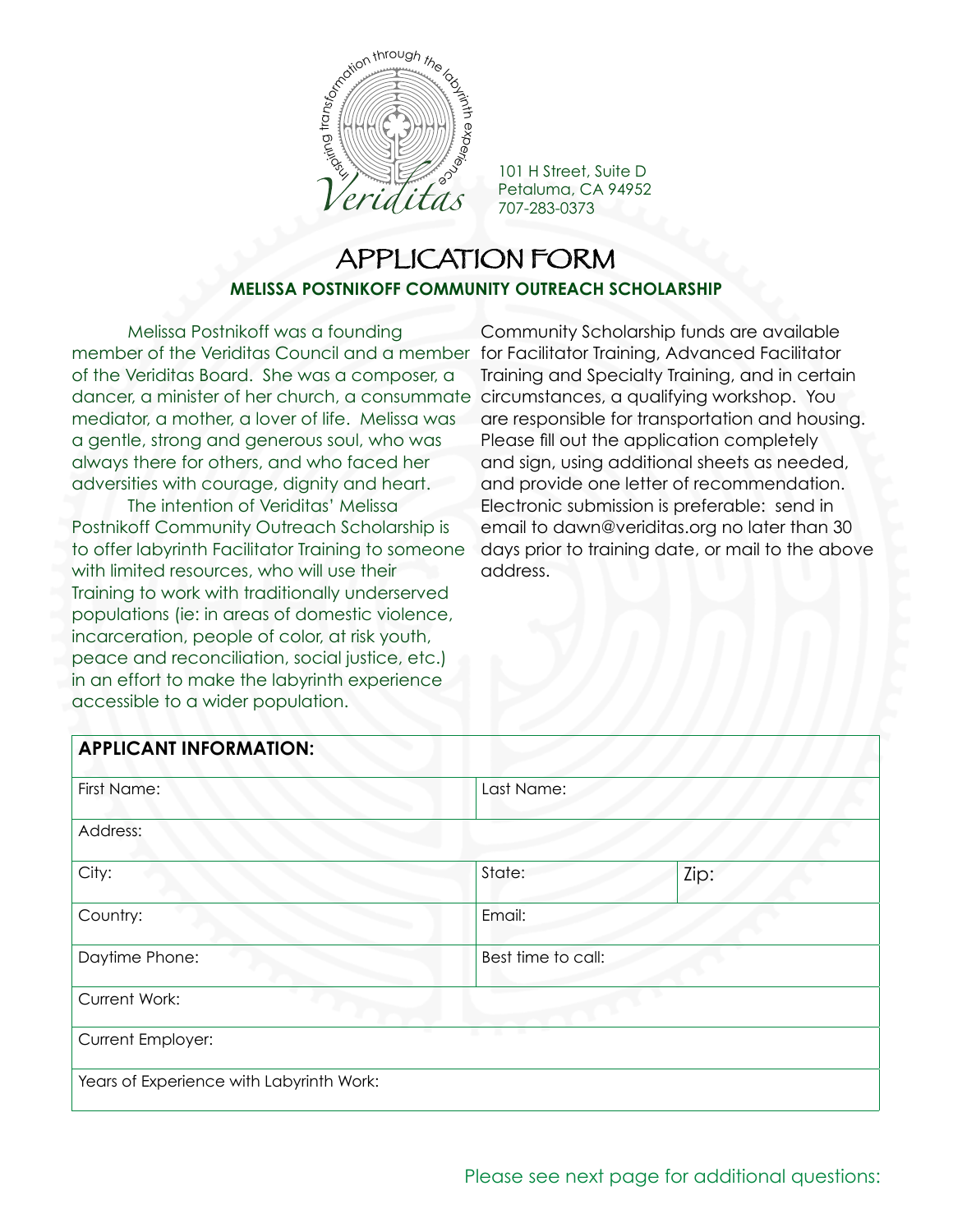inspiring transformation through the labyrinth experience

Veriditas

101 H Street, Suite D
Petaluma, CA 94952
707-283-0373

# APPLICATION FORM

**MELISSA POSTNIKOFF COMMUNITY OUTREACH SCHOLARSHIP**

Melissa Postnikoff was a founding member of the Veriditas Council and a member of the Veriditas Board. She was a composer, a dancer, a minister of her church, a consummate mediator, a mother, a lover of life. Melissa was a gentle, strong and generous soul, who was always there for others, and who faced her adversities with courage, dignity and heart.

The intention of Veriditas' Melissa Postnikoff Community Outreach Scholarship is to offer labyrinth Facilitator Training to someone with limited resources, who will use their Training to work with traditionally underserved populations (ie: in areas of domestic violence, incarceration, people of color, at risk youth, peace and reconciliation, social justice, etc.) in an effort to make the labyrinth experience accessible to a wider population.

Community Scholarship funds are available for Facilitator Training, Advanced Facilitator Training and Specialty Training, and in certain circumstances, a qualifying workshop. You are responsible for transportation and housing. Please fill out the application completely and sign, using additional sheets as needed, and provide one letter of recommendation. Electronic submission is preferable: send in email to dawn@veriditas.org no later than 30 days prior to training date, or mail to the above address.

| **APPLICANT INFORMATION:** | | |
|---|---|---|
| First Name: | Last Name: | |
| Address: | | |
| City: | State: | Zip: |
| Country: | Email: | |
| Daytime Phone: | Best time to call: | |
| Current Work: | | |
| Current Employer: | | |
| Years of Experience with Labyrinth Work: | | |

Please see next page for additional questions: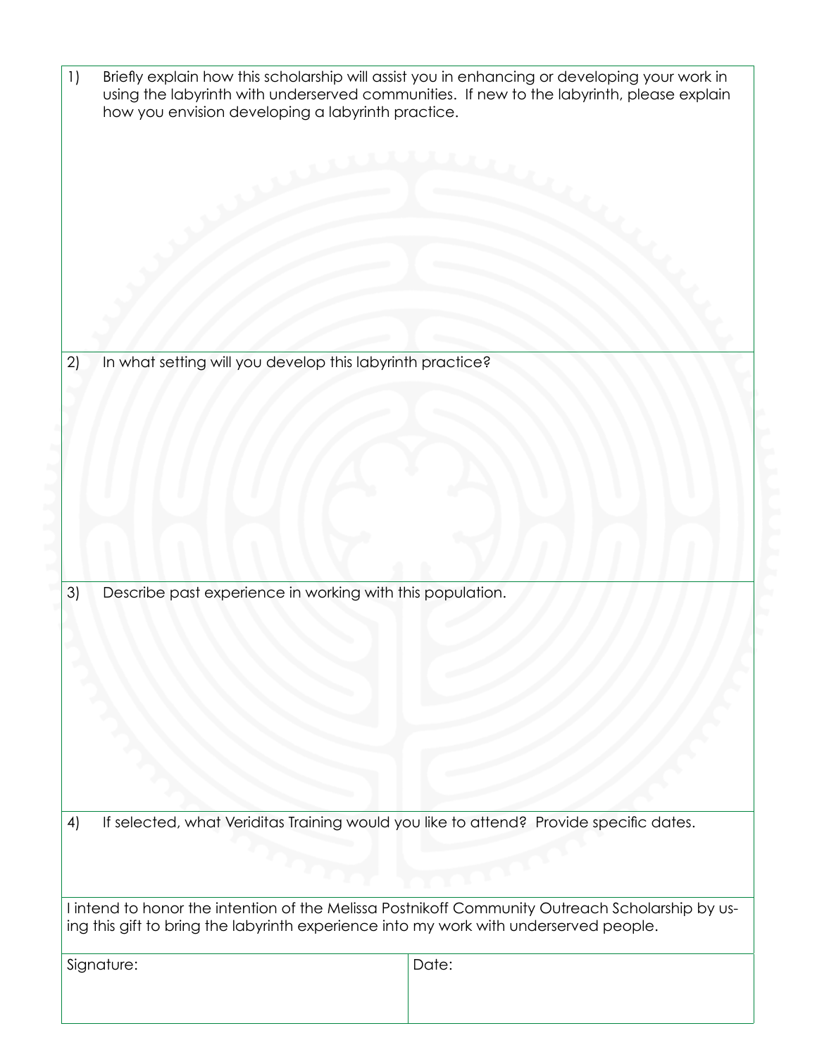1) Briefly explain how this scholarship will assist you in enhancing or developing your work in using the labyrinth with underserved communities. If new to the labyrinth, please explain how you envision developing a labyrinth practice.

2) In what setting will you develop this labyrinth practice?

3) Describe past experience in working with this population.

4) If selected, what Veriditas Training would you like to attend? Provide specific dates.

I intend to honor the intention of the Melissa Postnikoff Community Outreach Scholarship by using this gift to bring the labyrinth experience into my work with underserved people.

| | |
|---|---|
| Signature: | Date: |